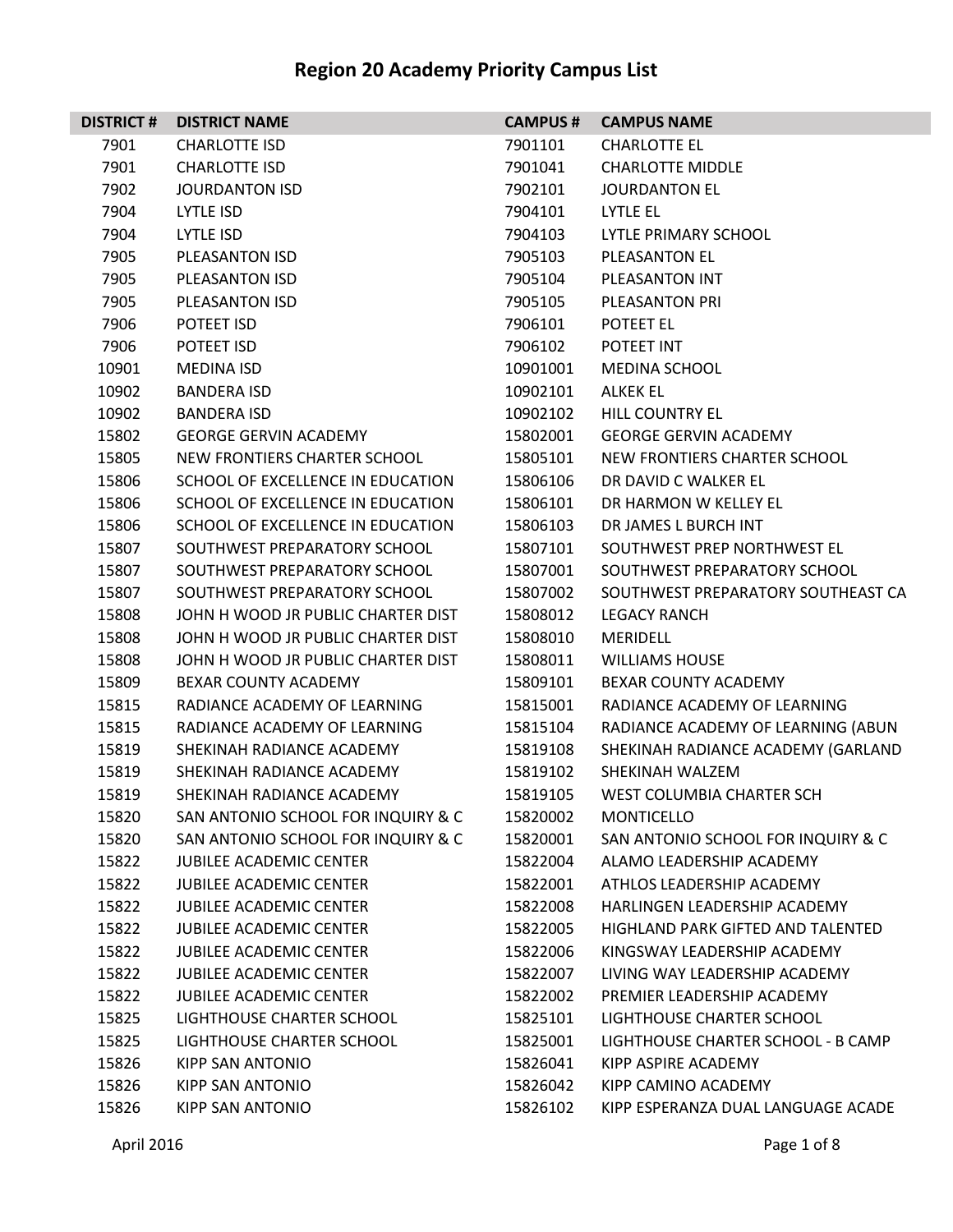# Region 20 Academy Priority Campus List

| DISTRICT # | DISTRICT NAME | CAMPUS # | CAMPUS NAME |
|---|---|---|---|
| 7901 | CHARLOTTE ISD | 7901101 | CHARLOTTE EL |
| 7901 | CHARLOTTE ISD | 7901041 | CHARLOTTE MIDDLE |
| 7902 | JOURDANTON ISD | 7902101 | JOURDANTON EL |
| 7904 | LYTLE ISD | 7904101 | LYTLE EL |
| 7904 | LYTLE ISD | 7904103 | LYTLE PRIMARY SCHOOL |
| 7905 | PLEASANTON ISD | 7905103 | PLEASANTON EL |
| 7905 | PLEASANTON ISD | 7905104 | PLEASANTON INT |
| 7905 | PLEASANTON ISD | 7905105 | PLEASANTON PRI |
| 7906 | POTEET ISD | 7906101 | POTEET EL |
| 7906 | POTEET ISD | 7906102 | POTEET INT |
| 10901 | MEDINA ISD | 10901001 | MEDINA SCHOOL |
| 10902 | BANDERA ISD | 10902101 | ALKEK EL |
| 10902 | BANDERA ISD | 10902102 | HILL COUNTRY EL |
| 15802 | GEORGE GERVIN ACADEMY | 15802001 | GEORGE GERVIN ACADEMY |
| 15805 | NEW FRONTIERS CHARTER SCHOOL | 15805101 | NEW FRONTIERS CHARTER SCHOOL |
| 15806 | SCHOOL OF EXCELLENCE IN EDUCATION | 15806106 | DR DAVID C WALKER EL |
| 15806 | SCHOOL OF EXCELLENCE IN EDUCATION | 15806101 | DR HARMON W KELLEY EL |
| 15806 | SCHOOL OF EXCELLENCE IN EDUCATION | 15806103 | DR JAMES L BURCH INT |
| 15807 | SOUTHWEST PREPARATORY SCHOOL | 15807101 | SOUTHWEST PREP NORTHWEST EL |
| 15807 | SOUTHWEST PREPARATORY SCHOOL | 15807001 | SOUTHWEST PREPARATORY SCHOOL |
| 15807 | SOUTHWEST PREPARATORY SCHOOL | 15807002 | SOUTHWEST PREPARATORY SOUTHEAST CA |
| 15808 | JOHN H WOOD JR PUBLIC CHARTER DIST | 15808012 | LEGACY RANCH |
| 15808 | JOHN H WOOD JR PUBLIC CHARTER DIST | 15808010 | MERIDELL |
| 15808 | JOHN H WOOD JR PUBLIC CHARTER DIST | 15808011 | WILLIAMS HOUSE |
| 15809 | BEXAR COUNTY ACADEMY | 15809101 | BEXAR COUNTY ACADEMY |
| 15815 | RADIANCE ACADEMY OF LEARNING | 15815001 | RADIANCE ACADEMY OF LEARNING |
| 15815 | RADIANCE ACADEMY OF LEARNING | 15815104 | RADIANCE ACADEMY OF LEARNING (ABUN |
| 15819 | SHEKINAH RADIANCE ACADEMY | 15819108 | SHEKINAH RADIANCE ACADEMY (GARLAND |
| 15819 | SHEKINAH RADIANCE ACADEMY | 15819102 | SHEKINAH WALZEM |
| 15819 | SHEKINAH RADIANCE ACADEMY | 15819105 | WEST COLUMBIA CHARTER SCH |
| 15820 | SAN ANTONIO SCHOOL FOR INQUIRY & C | 15820002 | MONTICELLO |
| 15820 | SAN ANTONIO SCHOOL FOR INQUIRY & C | 15820001 | SAN ANTONIO SCHOOL FOR INQUIRY & C |
| 15822 | JUBILEE ACADEMIC CENTER | 15822004 | ALAMO LEADERSHIP ACADEMY |
| 15822 | JUBILEE ACADEMIC CENTER | 15822001 | ATHLOS LEADERSHIP ACADEMY |
| 15822 | JUBILEE ACADEMIC CENTER | 15822008 | HARLINGEN LEADERSHIP ACADEMY |
| 15822 | JUBILEE ACADEMIC CENTER | 15822005 | HIGHLAND PARK GIFTED AND TALENTED |
| 15822 | JUBILEE ACADEMIC CENTER | 15822006 | KINGSWAY LEADERSHIP ACADEMY |
| 15822 | JUBILEE ACADEMIC CENTER | 15822007 | LIVING WAY LEADERSHIP ACADEMY |
| 15822 | JUBILEE ACADEMIC CENTER | 15822002 | PREMIER LEADERSHIP ACADEMY |
| 15825 | LIGHTHOUSE CHARTER SCHOOL | 15825101 | LIGHTHOUSE CHARTER SCHOOL |
| 15825 | LIGHTHOUSE CHARTER SCHOOL | 15825001 | LIGHTHOUSE CHARTER SCHOOL - B CAMP |
| 15826 | KIPP SAN ANTONIO | 15826041 | KIPP ASPIRE ACADEMY |
| 15826 | KIPP SAN ANTONIO | 15826042 | KIPP CAMINO ACADEMY |
| 15826 | KIPP SAN ANTONIO | 15826102 | KIPP ESPERANZA DUAL LANGUAGE ACADE |

April 2016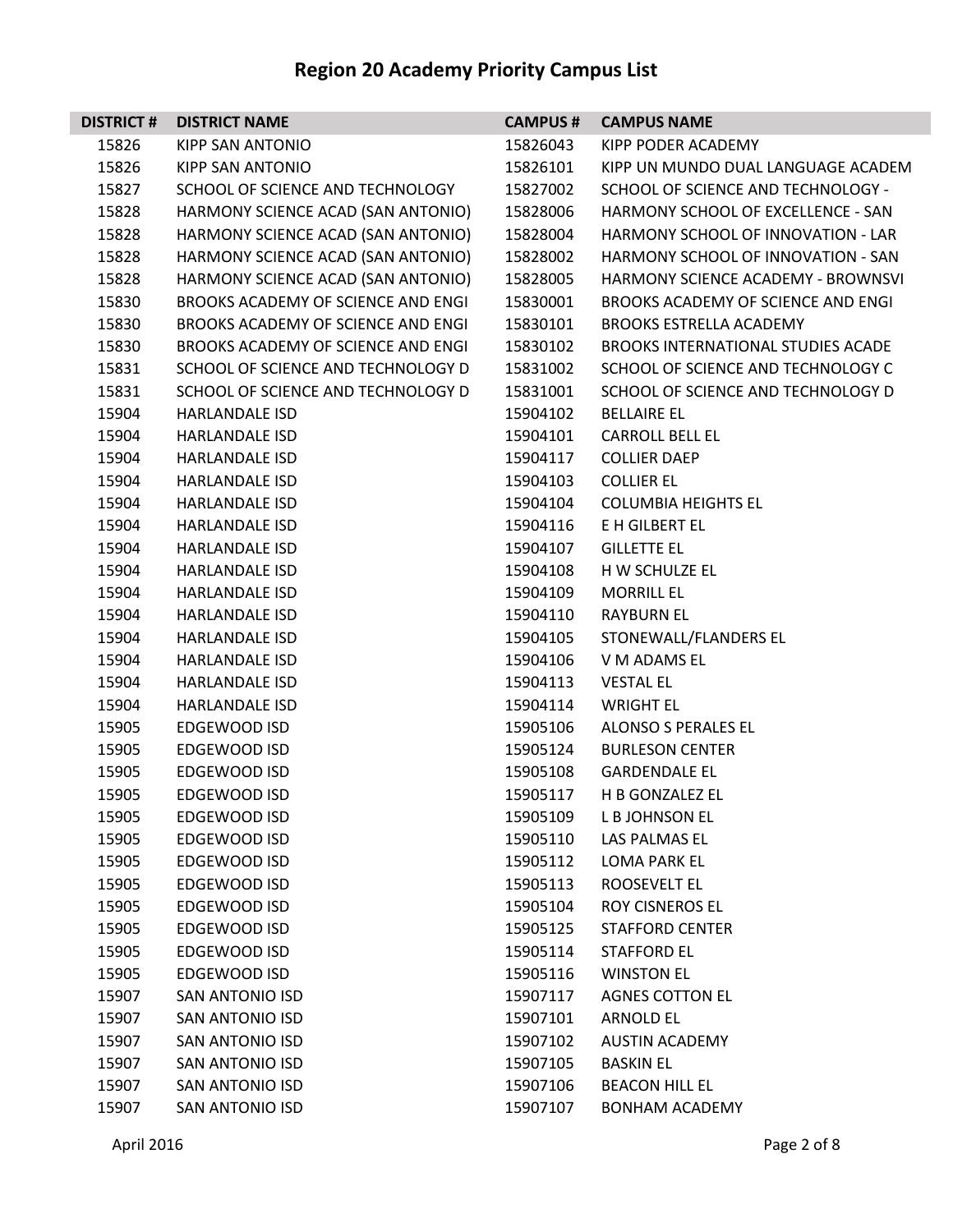# Region 20 Academy Priority Campus List

| DISTRICT # | DISTRICT NAME | CAMPUS # | CAMPUS NAME |
|---|---|---|---|
| 15826 | KIPP SAN ANTONIO | 15826043 | KIPP PODER ACADEMY |
| 15826 | KIPP SAN ANTONIO | 15826101 | KIPP UN MUNDO DUAL LANGUAGE ACADEM |
| 15827 | SCHOOL OF SCIENCE AND TECHNOLOGY | 15827002 | SCHOOL OF SCIENCE AND TECHNOLOGY - |
| 15828 | HARMONY SCIENCE ACAD (SAN ANTONIO) | 15828006 | HARMONY SCHOOL OF EXCELLENCE - SAN |
| 15828 | HARMONY SCIENCE ACAD (SAN ANTONIO) | 15828004 | HARMONY SCHOOL OF INNOVATION - LAR |
| 15828 | HARMONY SCIENCE ACAD (SAN ANTONIO) | 15828002 | HARMONY SCHOOL OF INNOVATION - SAN |
| 15828 | HARMONY SCIENCE ACAD (SAN ANTONIO) | 15828005 | HARMONY SCIENCE ACADEMY - BROWNSVI |
| 15830 | BROOKS ACADEMY OF SCIENCE AND ENGI | 15830001 | BROOKS ACADEMY OF SCIENCE AND ENGI |
| 15830 | BROOKS ACADEMY OF SCIENCE AND ENGI | 15830101 | BROOKS ESTRELLA ACADEMY |
| 15830 | BROOKS ACADEMY OF SCIENCE AND ENGI | 15830102 | BROOKS INTERNATIONAL STUDIES ACADE |
| 15831 | SCHOOL OF SCIENCE AND TECHNOLOGY D | 15831002 | SCHOOL OF SCIENCE AND TECHNOLOGY C |
| 15831 | SCHOOL OF SCIENCE AND TECHNOLOGY D | 15831001 | SCHOOL OF SCIENCE AND TECHNOLOGY D |
| 15904 | HARLANDALE ISD | 15904102 | BELLAIRE EL |
| 15904 | HARLANDALE ISD | 15904101 | CARROLL BELL EL |
| 15904 | HARLANDALE ISD | 15904117 | COLLIER DAEP |
| 15904 | HARLANDALE ISD | 15904103 | COLLIER EL |
| 15904 | HARLANDALE ISD | 15904104 | COLUMBIA HEIGHTS EL |
| 15904 | HARLANDALE ISD | 15904116 | E H GILBERT EL |
| 15904 | HARLANDALE ISD | 15904107 | GILLETTE EL |
| 15904 | HARLANDALE ISD | 15904108 | H W SCHULZE EL |
| 15904 | HARLANDALE ISD | 15904109 | MORRILL EL |
| 15904 | HARLANDALE ISD | 15904110 | RAYBURN EL |
| 15904 | HARLANDALE ISD | 15904105 | STONEWALL/FLANDERS EL |
| 15904 | HARLANDALE ISD | 15904106 | V M ADAMS EL |
| 15904 | HARLANDALE ISD | 15904113 | VESTAL EL |
| 15904 | HARLANDALE ISD | 15904114 | WRIGHT EL |
| 15905 | EDGEWOOD ISD | 15905106 | ALONSO S PERALES EL |
| 15905 | EDGEWOOD ISD | 15905124 | BURLESON CENTER |
| 15905 | EDGEWOOD ISD | 15905108 | GARDENDALE EL |
| 15905 | EDGEWOOD ISD | 15905117 | H B GONZALEZ EL |
| 15905 | EDGEWOOD ISD | 15905109 | L B JOHNSON EL |
| 15905 | EDGEWOOD ISD | 15905110 | LAS PALMAS EL |
| 15905 | EDGEWOOD ISD | 15905112 | LOMA PARK EL |
| 15905 | EDGEWOOD ISD | 15905113 | ROOSEVELT EL |
| 15905 | EDGEWOOD ISD | 15905104 | ROY CISNEROS EL |
| 15905 | EDGEWOOD ISD | 15905125 | STAFFORD CENTER |
| 15905 | EDGEWOOD ISD | 15905114 | STAFFORD EL |
| 15905 | EDGEWOOD ISD | 15905116 | WINSTON EL |
| 15907 | SAN ANTONIO ISD | 15907117 | AGNES COTTON EL |
| 15907 | SAN ANTONIO ISD | 15907101 | ARNOLD EL |
| 15907 | SAN ANTONIO ISD | 15907102 | AUSTIN ACADEMY |
| 15907 | SAN ANTONIO ISD | 15907105 | BASKIN EL |
| 15907 | SAN ANTONIO ISD | 15907106 | BEACON HILL EL |
| 15907 | SAN ANTONIO ISD | 15907107 | BONHAM ACADEMY |

April 2016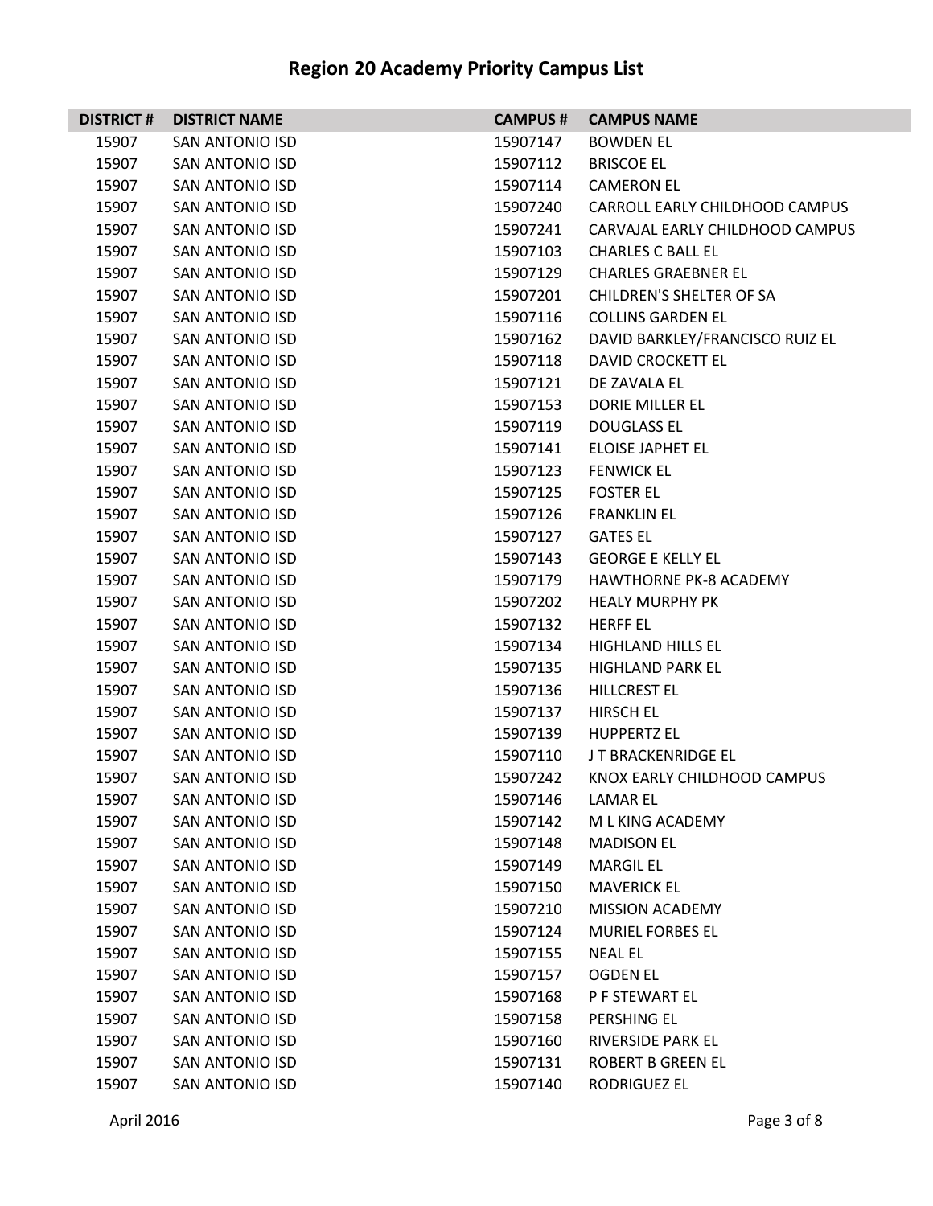# Region 20 Academy Priority Campus List

| DISTRICT # | DISTRICT NAME | CAMPUS # | CAMPUS NAME |
|---|---|---|---|
| 15907 | SAN ANTONIO ISD | 15907147 | BOWDEN EL |
| 15907 | SAN ANTONIO ISD | 15907112 | BRISCOE EL |
| 15907 | SAN ANTONIO ISD | 15907114 | CAMERON EL |
| 15907 | SAN ANTONIO ISD | 15907240 | CARROLL EARLY CHILDHOOD CAMPUS |
| 15907 | SAN ANTONIO ISD | 15907241 | CARVAJAL EARLY CHILDHOOD CAMPUS |
| 15907 | SAN ANTONIO ISD | 15907103 | CHARLES C BALL EL |
| 15907 | SAN ANTONIO ISD | 15907129 | CHARLES GRAEBNER EL |
| 15907 | SAN ANTONIO ISD | 15907201 | CHILDREN'S SHELTER OF SA |
| 15907 | SAN ANTONIO ISD | 15907116 | COLLINS GARDEN EL |
| 15907 | SAN ANTONIO ISD | 15907162 | DAVID BARKLEY/FRANCISCO RUIZ EL |
| 15907 | SAN ANTONIO ISD | 15907118 | DAVID CROCKETT EL |
| 15907 | SAN ANTONIO ISD | 15907121 | DE ZAVALA EL |
| 15907 | SAN ANTONIO ISD | 15907153 | DORIE MILLER EL |
| 15907 | SAN ANTONIO ISD | 15907119 | DOUGLASS EL |
| 15907 | SAN ANTONIO ISD | 15907141 | ELOISE JAPHET EL |
| 15907 | SAN ANTONIO ISD | 15907123 | FENWICK EL |
| 15907 | SAN ANTONIO ISD | 15907125 | FOSTER EL |
| 15907 | SAN ANTONIO ISD | 15907126 | FRANKLIN EL |
| 15907 | SAN ANTONIO ISD | 15907127 | GATES EL |
| 15907 | SAN ANTONIO ISD | 15907143 | GEORGE E KELLY EL |
| 15907 | SAN ANTONIO ISD | 15907179 | HAWTHORNE PK-8 ACADEMY |
| 15907 | SAN ANTONIO ISD | 15907202 | HEALY MURPHY PK |
| 15907 | SAN ANTONIO ISD | 15907132 | HERFF EL |
| 15907 | SAN ANTONIO ISD | 15907134 | HIGHLAND HILLS EL |
| 15907 | SAN ANTONIO ISD | 15907135 | HIGHLAND PARK EL |
| 15907 | SAN ANTONIO ISD | 15907136 | HILLCREST EL |
| 15907 | SAN ANTONIO ISD | 15907137 | HIRSCH EL |
| 15907 | SAN ANTONIO ISD | 15907139 | HUPPERTZ EL |
| 15907 | SAN ANTONIO ISD | 15907110 | J T BRACKENRIDGE EL |
| 15907 | SAN ANTONIO ISD | 15907242 | KNOX EARLY CHILDHOOD CAMPUS |
| 15907 | SAN ANTONIO ISD | 15907146 | LAMAR EL |
| 15907 | SAN ANTONIO ISD | 15907142 | M L KING ACADEMY |
| 15907 | SAN ANTONIO ISD | 15907148 | MADISON EL |
| 15907 | SAN ANTONIO ISD | 15907149 | MARGIL EL |
| 15907 | SAN ANTONIO ISD | 15907150 | MAVERICK EL |
| 15907 | SAN ANTONIO ISD | 15907210 | MISSION ACADEMY |
| 15907 | SAN ANTONIO ISD | 15907124 | MURIEL FORBES EL |
| 15907 | SAN ANTONIO ISD | 15907155 | NEAL EL |
| 15907 | SAN ANTONIO ISD | 15907157 | OGDEN EL |
| 15907 | SAN ANTONIO ISD | 15907168 | P F STEWART EL |
| 15907 | SAN ANTONIO ISD | 15907158 | PERSHING EL |
| 15907 | SAN ANTONIO ISD | 15907160 | RIVERSIDE PARK EL |
| 15907 | SAN ANTONIO ISD | 15907131 | ROBERT B GREEN EL |
| 15907 | SAN ANTONIO ISD | 15907140 | RODRIGUEZ EL |

April 2016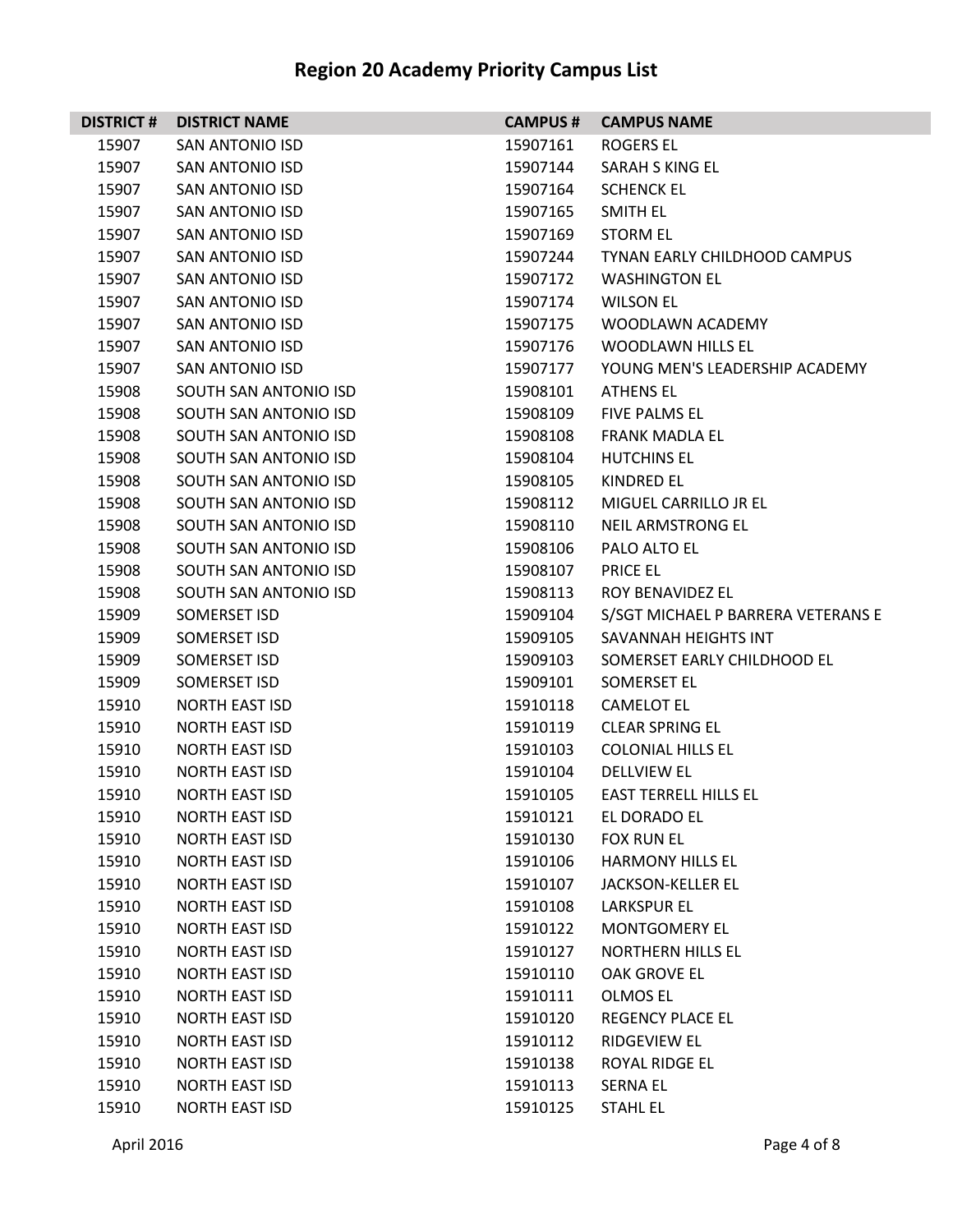# Region 20 Academy Priority Campus List

| DISTRICT # | DISTRICT NAME | CAMPUS # | CAMPUS NAME |
|---|---|---|---|
| 15907 | SAN ANTONIO ISD | 15907161 | ROGERS EL |
| 15907 | SAN ANTONIO ISD | 15907144 | SARAH S KING EL |
| 15907 | SAN ANTONIO ISD | 15907164 | SCHENCK EL |
| 15907 | SAN ANTONIO ISD | 15907165 | SMITH EL |
| 15907 | SAN ANTONIO ISD | 15907169 | STORM EL |
| 15907 | SAN ANTONIO ISD | 15907244 | TYNAN EARLY CHILDHOOD CAMPUS |
| 15907 | SAN ANTONIO ISD | 15907172 | WASHINGTON EL |
| 15907 | SAN ANTONIO ISD | 15907174 | WILSON EL |
| 15907 | SAN ANTONIO ISD | 15907175 | WOODLAWN ACADEMY |
| 15907 | SAN ANTONIO ISD | 15907176 | WOODLAWN HILLS EL |
| 15907 | SAN ANTONIO ISD | 15907177 | YOUNG MEN'S LEADERSHIP ACADEMY |
| 15908 | SOUTH SAN ANTONIO ISD | 15908101 | ATHENS EL |
| 15908 | SOUTH SAN ANTONIO ISD | 15908109 | FIVE PALMS EL |
| 15908 | SOUTH SAN ANTONIO ISD | 15908108 | FRANK MADLA EL |
| 15908 | SOUTH SAN ANTONIO ISD | 15908104 | HUTCHINS EL |
| 15908 | SOUTH SAN ANTONIO ISD | 15908105 | KINDRED EL |
| 15908 | SOUTH SAN ANTONIO ISD | 15908112 | MIGUEL CARRILLO JR EL |
| 15908 | SOUTH SAN ANTONIO ISD | 15908110 | NEIL ARMSTRONG EL |
| 15908 | SOUTH SAN ANTONIO ISD | 15908106 | PALO ALTO EL |
| 15908 | SOUTH SAN ANTONIO ISD | 15908107 | PRICE EL |
| 15908 | SOUTH SAN ANTONIO ISD | 15908113 | ROY BENAVIDEZ EL |
| 15909 | SOMERSET ISD | 15909104 | S/SGT MICHAEL P BARRERA VETERANS E |
| 15909 | SOMERSET ISD | 15909105 | SAVANNAH HEIGHTS INT |
| 15909 | SOMERSET ISD | 15909103 | SOMERSET EARLY CHILDHOOD EL |
| 15909 | SOMERSET ISD | 15909101 | SOMERSET EL |
| 15910 | NORTH EAST ISD | 15910118 | CAMELOT EL |
| 15910 | NORTH EAST ISD | 15910119 | CLEAR SPRING EL |
| 15910 | NORTH EAST ISD | 15910103 | COLONIAL HILLS EL |
| 15910 | NORTH EAST ISD | 15910104 | DELLVIEW EL |
| 15910 | NORTH EAST ISD | 15910105 | EAST TERRELL HILLS EL |
| 15910 | NORTH EAST ISD | 15910121 | EL DORADO EL |
| 15910 | NORTH EAST ISD | 15910130 | FOX RUN EL |
| 15910 | NORTH EAST ISD | 15910106 | HARMONY HILLS EL |
| 15910 | NORTH EAST ISD | 15910107 | JACKSON-KELLER EL |
| 15910 | NORTH EAST ISD | 15910108 | LARKSPUR EL |
| 15910 | NORTH EAST ISD | 15910122 | MONTGOMERY EL |
| 15910 | NORTH EAST ISD | 15910127 | NORTHERN HILLS EL |
| 15910 | NORTH EAST ISD | 15910110 | OAK GROVE EL |
| 15910 | NORTH EAST ISD | 15910111 | OLMOS EL |
| 15910 | NORTH EAST ISD | 15910120 | REGENCY PLACE EL |
| 15910 | NORTH EAST ISD | 15910112 | RIDGEVIEW EL |
| 15910 | NORTH EAST ISD | 15910138 | ROYAL RIDGE EL |
| 15910 | NORTH EAST ISD | 15910113 | SERNA EL |
| 15910 | NORTH EAST ISD | 15910125 | STAHL EL |

April 2016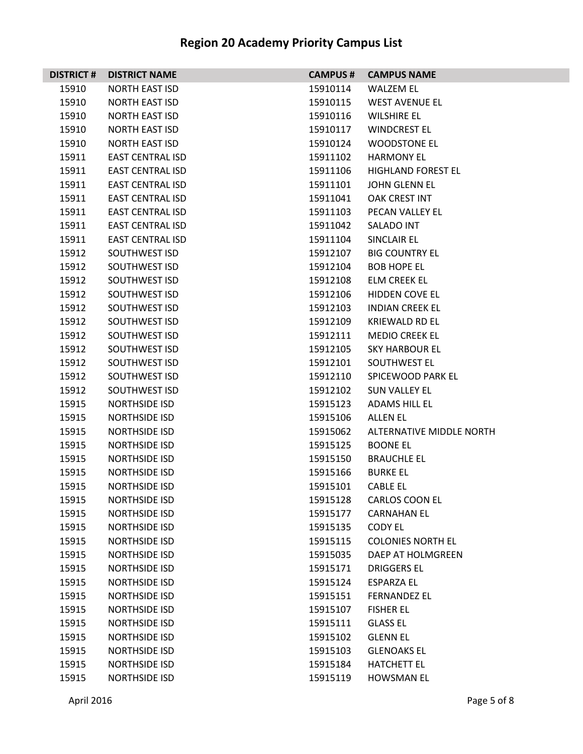# Region 20 Academy Priority Campus List

| DISTRICT # | DISTRICT NAME | CAMPUS # | CAMPUS NAME |
|---|---|---|---|
| 15910 | NORTH EAST ISD | 15910114 | WALZEM EL |
| 15910 | NORTH EAST ISD | 15910115 | WEST AVENUE EL |
| 15910 | NORTH EAST ISD | 15910116 | WILSHIRE EL |
| 15910 | NORTH EAST ISD | 15910117 | WINDCREST EL |
| 15910 | NORTH EAST ISD | 15910124 | WOODSTONE EL |
| 15911 | EAST CENTRAL ISD | 15911102 | HARMONY EL |
| 15911 | EAST CENTRAL ISD | 15911106 | HIGHLAND FOREST EL |
| 15911 | EAST CENTRAL ISD | 15911101 | JOHN GLENN EL |
| 15911 | EAST CENTRAL ISD | 15911041 | OAK CREST INT |
| 15911 | EAST CENTRAL ISD | 15911103 | PECAN VALLEY EL |
| 15911 | EAST CENTRAL ISD | 15911042 | SALADO INT |
| 15911 | EAST CENTRAL ISD | 15911104 | SINCLAIR EL |
| 15912 | SOUTHWEST ISD | 15912107 | BIG COUNTRY EL |
| 15912 | SOUTHWEST ISD | 15912104 | BOB HOPE EL |
| 15912 | SOUTHWEST ISD | 15912108 | ELM CREEK EL |
| 15912 | SOUTHWEST ISD | 15912106 | HIDDEN COVE EL |
| 15912 | SOUTHWEST ISD | 15912103 | INDIAN CREEK EL |
| 15912 | SOUTHWEST ISD | 15912109 | KRIEWALD RD EL |
| 15912 | SOUTHWEST ISD | 15912111 | MEDIO CREEK EL |
| 15912 | SOUTHWEST ISD | 15912105 | SKY HARBOUR EL |
| 15912 | SOUTHWEST ISD | 15912101 | SOUTHWEST EL |
| 15912 | SOUTHWEST ISD | 15912110 | SPICEWOOD PARK EL |
| 15912 | SOUTHWEST ISD | 15912102 | SUN VALLEY EL |
| 15915 | NORTHSIDE ISD | 15915123 | ADAMS HILL EL |
| 15915 | NORTHSIDE ISD | 15915106 | ALLEN EL |
| 15915 | NORTHSIDE ISD | 15915062 | ALTERNATIVE MIDDLE NORTH |
| 15915 | NORTHSIDE ISD | 15915125 | BOONE EL |
| 15915 | NORTHSIDE ISD | 15915150 | BRAUCHLE EL |
| 15915 | NORTHSIDE ISD | 15915166 | BURKE EL |
| 15915 | NORTHSIDE ISD | 15915101 | CABLE EL |
| 15915 | NORTHSIDE ISD | 15915128 | CARLOS COON EL |
| 15915 | NORTHSIDE ISD | 15915177 | CARNAHAN EL |
| 15915 | NORTHSIDE ISD | 15915135 | CODY EL |
| 15915 | NORTHSIDE ISD | 15915115 | COLONIES NORTH EL |
| 15915 | NORTHSIDE ISD | 15915035 | DAEP AT HOLMGREEN |
| 15915 | NORTHSIDE ISD | 15915171 | DRIGGERS EL |
| 15915 | NORTHSIDE ISD | 15915124 | ESPARZA EL |
| 15915 | NORTHSIDE ISD | 15915151 | FERNANDEZ EL |
| 15915 | NORTHSIDE ISD | 15915107 | FISHER EL |
| 15915 | NORTHSIDE ISD | 15915111 | GLASS EL |
| 15915 | NORTHSIDE ISD | 15915102 | GLENN EL |
| 15915 | NORTHSIDE ISD | 15915103 | GLENOAKS EL |
| 15915 | NORTHSIDE ISD | 15915184 | HATCHETT EL |
| 15915 | NORTHSIDE ISD | 15915119 | HOWSMAN EL |

April 2016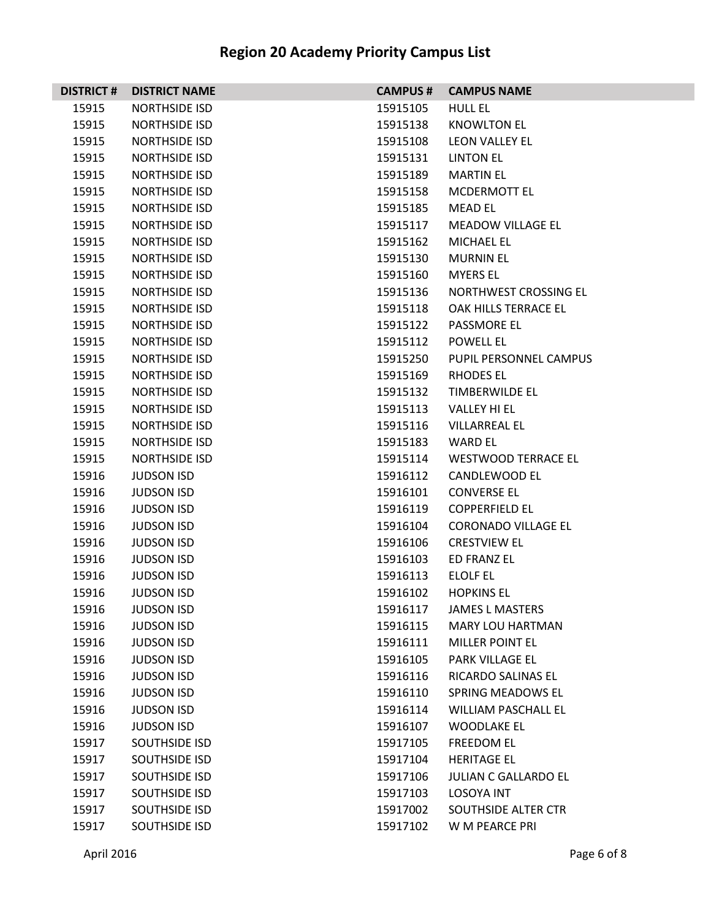# Region 20 Academy Priority Campus List

| DISTRICT # | DISTRICT NAME | CAMPUS # | CAMPUS NAME |
|---|---|---|---|
| 15915 | NORTHSIDE ISD | 15915105 | HULL EL |
| 15915 | NORTHSIDE ISD | 15915138 | KNOWLTON EL |
| 15915 | NORTHSIDE ISD | 15915108 | LEON VALLEY EL |
| 15915 | NORTHSIDE ISD | 15915131 | LINTON EL |
| 15915 | NORTHSIDE ISD | 15915189 | MARTIN EL |
| 15915 | NORTHSIDE ISD | 15915158 | MCDERMOTT EL |
| 15915 | NORTHSIDE ISD | 15915185 | MEAD EL |
| 15915 | NORTHSIDE ISD | 15915117 | MEADOW VILLAGE EL |
| 15915 | NORTHSIDE ISD | 15915162 | MICHAEL EL |
| 15915 | NORTHSIDE ISD | 15915130 | MURNIN EL |
| 15915 | NORTHSIDE ISD | 15915160 | MYERS EL |
| 15915 | NORTHSIDE ISD | 15915136 | NORTHWEST CROSSING EL |
| 15915 | NORTHSIDE ISD | 15915118 | OAK HILLS TERRACE EL |
| 15915 | NORTHSIDE ISD | 15915122 | PASSMORE EL |
| 15915 | NORTHSIDE ISD | 15915112 | POWELL EL |
| 15915 | NORTHSIDE ISD | 15915250 | PUPIL PERSONNEL CAMPUS |
| 15915 | NORTHSIDE ISD | 15915169 | RHODES EL |
| 15915 | NORTHSIDE ISD | 15915132 | TIMBERWILDE EL |
| 15915 | NORTHSIDE ISD | 15915113 | VALLEY HI EL |
| 15915 | NORTHSIDE ISD | 15915116 | VILLARREAL EL |
| 15915 | NORTHSIDE ISD | 15915183 | WARD EL |
| 15915 | NORTHSIDE ISD | 15915114 | WESTWOOD TERRACE EL |
| 15916 | JUDSON ISD | 15916112 | CANDLEWOOD EL |
| 15916 | JUDSON ISD | 15916101 | CONVERSE EL |
| 15916 | JUDSON ISD | 15916119 | COPPERFIELD EL |
| 15916 | JUDSON ISD | 15916104 | CORONADO VILLAGE EL |
| 15916 | JUDSON ISD | 15916106 | CRESTVIEW EL |
| 15916 | JUDSON ISD | 15916103 | ED FRANZ EL |
| 15916 | JUDSON ISD | 15916113 | ELOLF EL |
| 15916 | JUDSON ISD | 15916102 | HOPKINS EL |
| 15916 | JUDSON ISD | 15916117 | JAMES L MASTERS |
| 15916 | JUDSON ISD | 15916115 | MARY LOU HARTMAN |
| 15916 | JUDSON ISD | 15916111 | MILLER POINT EL |
| 15916 | JUDSON ISD | 15916105 | PARK VILLAGE EL |
| 15916 | JUDSON ISD | 15916116 | RICARDO SALINAS EL |
| 15916 | JUDSON ISD | 15916110 | SPRING MEADOWS EL |
| 15916 | JUDSON ISD | 15916114 | WILLIAM PASCHALL EL |
| 15916 | JUDSON ISD | 15916107 | WOODLAKE EL |
| 15917 | SOUTHSIDE ISD | 15917105 | FREEDOM EL |
| 15917 | SOUTHSIDE ISD | 15917104 | HERITAGE EL |
| 15917 | SOUTHSIDE ISD | 15917106 | JULIAN C GALLARDO EL |
| 15917 | SOUTHSIDE ISD | 15917103 | LOSOYA INT |
| 15917 | SOUTHSIDE ISD | 15917002 | SOUTHSIDE ALTER CTR |
| 15917 | SOUTHSIDE ISD | 15917102 | W M PEARCE PRI |

April 2016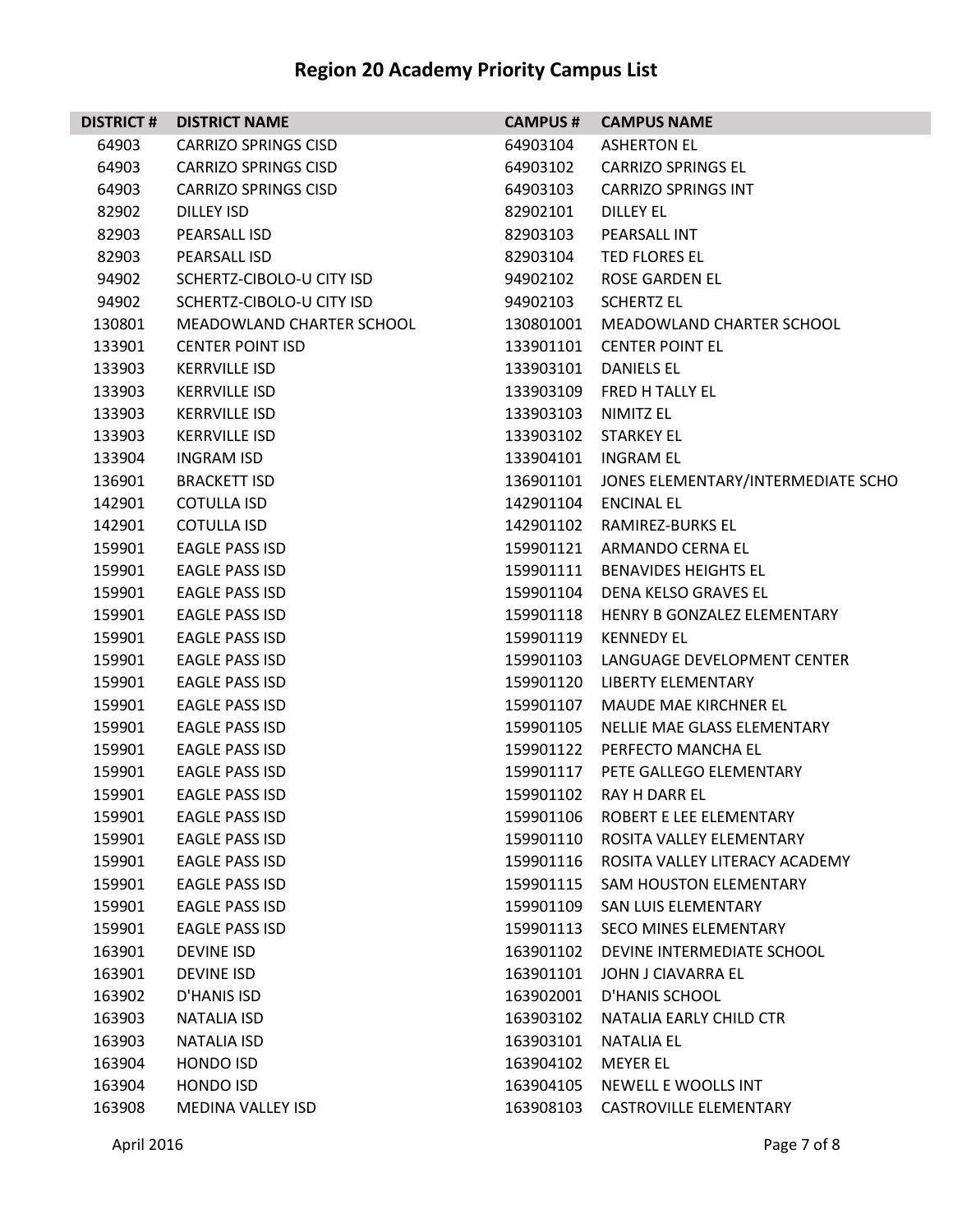# Region 20 Academy Priority Campus List

| DISTRICT # | DISTRICT NAME | CAMPUS # | CAMPUS NAME |
|---|---|---|---|
| 64903 | CARRIZO SPRINGS CISD | 64903104 | ASHERTON EL |
| 64903 | CARRIZO SPRINGS CISD | 64903102 | CARRIZO SPRINGS EL |
| 64903 | CARRIZO SPRINGS CISD | 64903103 | CARRIZO SPRINGS INT |
| 82902 | DILLEY ISD | 82902101 | DILLEY EL |
| 82903 | PEARSALL ISD | 82903103 | PEARSALL INT |
| 82903 | PEARSALL ISD | 82903104 | TED FLORES EL |
| 94902 | SCHERTZ-CIBOLO-U CITY ISD | 94902102 | ROSE GARDEN EL |
| 94902 | SCHERTZ-CIBOLO-U CITY ISD | 94902103 | SCHERTZ EL |
| 130801 | MEADOWLAND CHARTER SCHOOL | 130801001 | MEADOWLAND CHARTER SCHOOL |
| 133901 | CENTER POINT ISD | 133901101 | CENTER POINT EL |
| 133903 | KERRVILLE ISD | 133903101 | DANIELS EL |
| 133903 | KERRVILLE ISD | 133903109 | FRED H TALLY EL |
| 133903 | KERRVILLE ISD | 133903103 | NIMITZ EL |
| 133903 | KERRVILLE ISD | 133903102 | STARKEY EL |
| 133904 | INGRAM ISD | 133904101 | INGRAM EL |
| 136901 | BRACKETT ISD | 136901101 | JONES ELEMENTARY/INTERMEDIATE SCHO |
| 142901 | COTULLA ISD | 142901104 | ENCINAL EL |
| 142901 | COTULLA ISD | 142901102 | RAMIREZ-BURKS EL |
| 159901 | EAGLE PASS ISD | 159901121 | ARMANDO CERNA EL |
| 159901 | EAGLE PASS ISD | 159901111 | BENAVIDES HEIGHTS EL |
| 159901 | EAGLE PASS ISD | 159901104 | DENA KELSO GRAVES EL |
| 159901 | EAGLE PASS ISD | 159901118 | HENRY B GONZALEZ ELEMENTARY |
| 159901 | EAGLE PASS ISD | 159901119 | KENNEDY EL |
| 159901 | EAGLE PASS ISD | 159901103 | LANGUAGE DEVELOPMENT CENTER |
| 159901 | EAGLE PASS ISD | 159901120 | LIBERTY ELEMENTARY |
| 159901 | EAGLE PASS ISD | 159901107 | MAUDE MAE KIRCHNER EL |
| 159901 | EAGLE PASS ISD | 159901105 | NELLIE MAE GLASS ELEMENTARY |
| 159901 | EAGLE PASS ISD | 159901122 | PERFECTO MANCHA EL |
| 159901 | EAGLE PASS ISD | 159901117 | PETE GALLEGO ELEMENTARY |
| 159901 | EAGLE PASS ISD | 159901102 | RAY H DARR EL |
| 159901 | EAGLE PASS ISD | 159901106 | ROBERT E LEE ELEMENTARY |
| 159901 | EAGLE PASS ISD | 159901110 | ROSITA VALLEY ELEMENTARY |
| 159901 | EAGLE PASS ISD | 159901116 | ROSITA VALLEY LITERACY ACADEMY |
| 159901 | EAGLE PASS ISD | 159901115 | SAM HOUSTON ELEMENTARY |
| 159901 | EAGLE PASS ISD | 159901109 | SAN LUIS ELEMENTARY |
| 159901 | EAGLE PASS ISD | 159901113 | SECO MINES ELEMENTARY |
| 163901 | DEVINE ISD | 163901102 | DEVINE INTERMEDIATE SCHOOL |
| 163901 | DEVINE ISD | 163901101 | JOHN J CIAVARRA EL |
| 163902 | D'HANIS ISD | 163902001 | D'HANIS SCHOOL |
| 163903 | NATALIA ISD | 163903102 | NATALIA EARLY CHILD CTR |
| 163903 | NATALIA ISD | 163903101 | NATALIA EL |
| 163904 | HONDO ISD | 163904102 | MEYER EL |
| 163904 | HONDO ISD | 163904105 | NEWELL E WOOLLS INT |
| 163908 | MEDINA VALLEY ISD | 163908103 | CASTROVILLE ELEMENTARY |

April 2016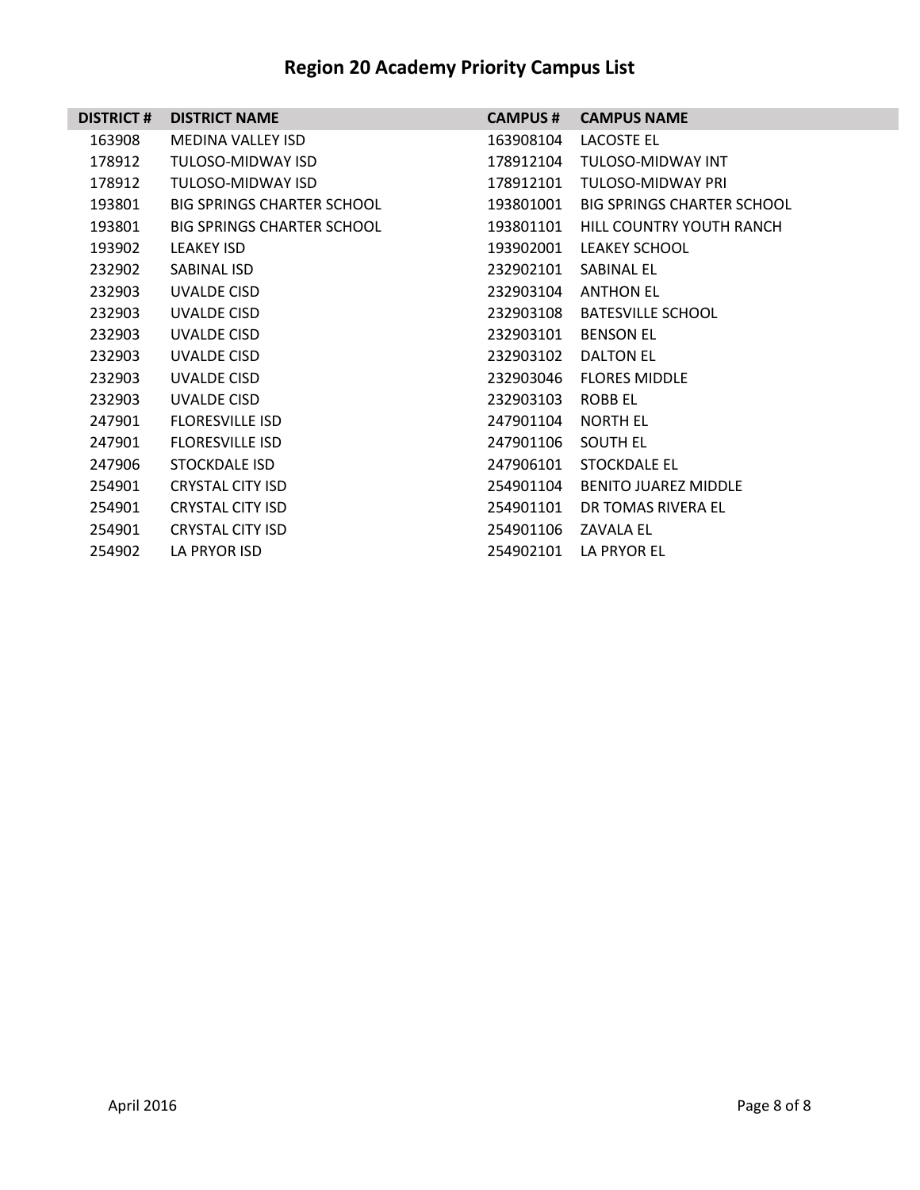# Region 20 Academy Priority Campus List

| DISTRICT # | DISTRICT NAME | CAMPUS # | CAMPUS NAME |
|---|---|---|---|
| 163908 | MEDINA VALLEY ISD | 163908104 | LACOSTE EL |
| 178912 | TULOSO-MIDWAY ISD | 178912104 | TULOSO-MIDWAY INT |
| 178912 | TULOSO-MIDWAY ISD | 178912101 | TULOSO-MIDWAY PRI |
| 193801 | BIG SPRINGS CHARTER SCHOOL | 193801001 | BIG SPRINGS CHARTER SCHOOL |
| 193801 | BIG SPRINGS CHARTER SCHOOL | 193801101 | HILL COUNTRY YOUTH RANCH |
| 193902 | LEAKEY ISD | 193902001 | LEAKEY SCHOOL |
| 232902 | SABINAL ISD | 232902101 | SABINAL EL |
| 232903 | UVALDE CISD | 232903104 | ANTHON EL |
| 232903 | UVALDE CISD | 232903108 | BATESVILLE SCHOOL |
| 232903 | UVALDE CISD | 232903101 | BENSON EL |
| 232903 | UVALDE CISD | 232903102 | DALTON EL |
| 232903 | UVALDE CISD | 232903046 | FLORES MIDDLE |
| 232903 | UVALDE CISD | 232903103 | ROBB EL |
| 247901 | FLORESVILLE ISD | 247901104 | NORTH EL |
| 247901 | FLORESVILLE ISD | 247901106 | SOUTH EL |
| 247906 | STOCKDALE ISD | 247906101 | STOCKDALE EL |
| 254901 | CRYSTAL CITY ISD | 254901104 | BENITO JUAREZ MIDDLE |
| 254901 | CRYSTAL CITY ISD | 254901101 | DR TOMAS RIVERA EL |
| 254901 | CRYSTAL CITY ISD | 254901106 | ZAVALA EL |
| 254902 | LA PRYOR ISD | 254902101 | LA PRYOR EL |

April 2016